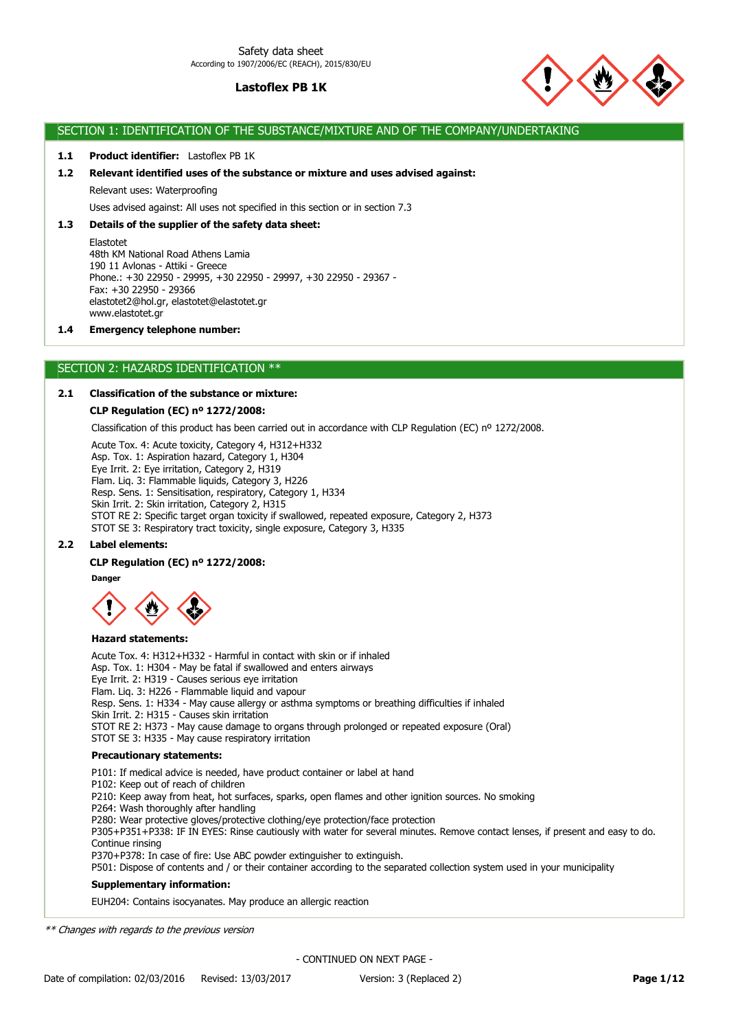Safety data sheet
According to 1907/2006/EC (REACH), 2015/830/EU

**Lastoflex PB 1K**

## SECTION 1: IDENTIFICATION OF THE SUBSTANCE/MIXTURE AND OF THE COMPANY/UNDERTAKING

**1.1 Product identifier:** Lastoflex PB 1K

**1.2 Relevant identified uses of the substance or mixture and uses advised against:**

Relevant uses: Waterproofing

Uses advised against: All uses not specified in this section or in section 7.3

**1.3 Details of the supplier of the safety data sheet:**

Elastotet
48th KM National Road Athens Lamia
190 11 Avlonas - Attiki - Greece
Phone.: +30 22950 - 29995, +30 22950 - 29997, +30 22950 - 29367 -
Fax: +30 22950 - 29366
elastotet2@hol.gr, elastotet@elastotet.gr
www.elastotet.gr

**1.4 Emergency telephone number:**

## SECTION 2: HAZARDS IDENTIFICATION **

**2.1 Classification of the substance or mixture:**

**CLP Regulation (EC) nº 1272/2008:**

Classification of this product has been carried out in accordance with CLP Regulation (EC) nº 1272/2008.

Acute Tox. 4: Acute toxicity, Category 4, H312+H332
Asp. Tox. 1: Aspiration hazard, Category 1, H304
Eye Irrit. 2: Eye irritation, Category 2, H319
Flam. Liq. 3: Flammable liquids, Category 3, H226
Resp. Sens. 1: Sensitisation, respiratory, Category 1, H334
Skin Irrit. 2: Skin irritation, Category 2, H315
STOT RE 2: Specific target organ toxicity if swallowed, repeated exposure, Category 2, H373
STOT SE 3: Respiratory tract toxicity, single exposure, Category 3, H335

**2.2 Label elements:**

**CLP Regulation (EC) nº 1272/2008:**

**Danger**

**Hazard statements:**

Acute Tox. 4: H312+H332 - Harmful in contact with skin or if inhaled
Asp. Tox. 1: H304 - May be fatal if swallowed and enters airways
Eye Irrit. 2: H319 - Causes serious eye irritation
Flam. Liq. 3: H226 - Flammable liquid and vapour
Resp. Sens. 1: H334 - May cause allergy or asthma symptoms or breathing difficulties if inhaled
Skin Irrit. 2: H315 - Causes skin irritation
STOT RE 2: H373 - May cause damage to organs through prolonged or repeated exposure (Oral)
STOT SE 3: H335 - May cause respiratory irritation

**Precautionary statements:**

P101: If medical advice is needed, have product container or label at hand
P102: Keep out of reach of children
P210: Keep away from heat, hot surfaces, sparks, open flames and other ignition sources. No smoking
P264: Wash thoroughly after handling
P280: Wear protective gloves/protective clothing/eye protection/face protection
P305+P351+P338: IF IN EYES: Rinse cautiously with water for several minutes. Remove contact lenses, if present and easy to do. Continue rinsing
P370+P378: In case of fire: Use ABC powder extinguisher to extinguish.
P501: Dispose of contents and / or their container according to the separated collection system used in your municipality

**Supplementary information:**

EUH204: Contains isocyanates. May produce an allergic reaction

*** Changes with regards to the previous version*

- CONTINUED ON NEXT PAGE -

Date of compilation: 02/03/2016 Revised: 13/03/2017 Version: 3 (Replaced 2)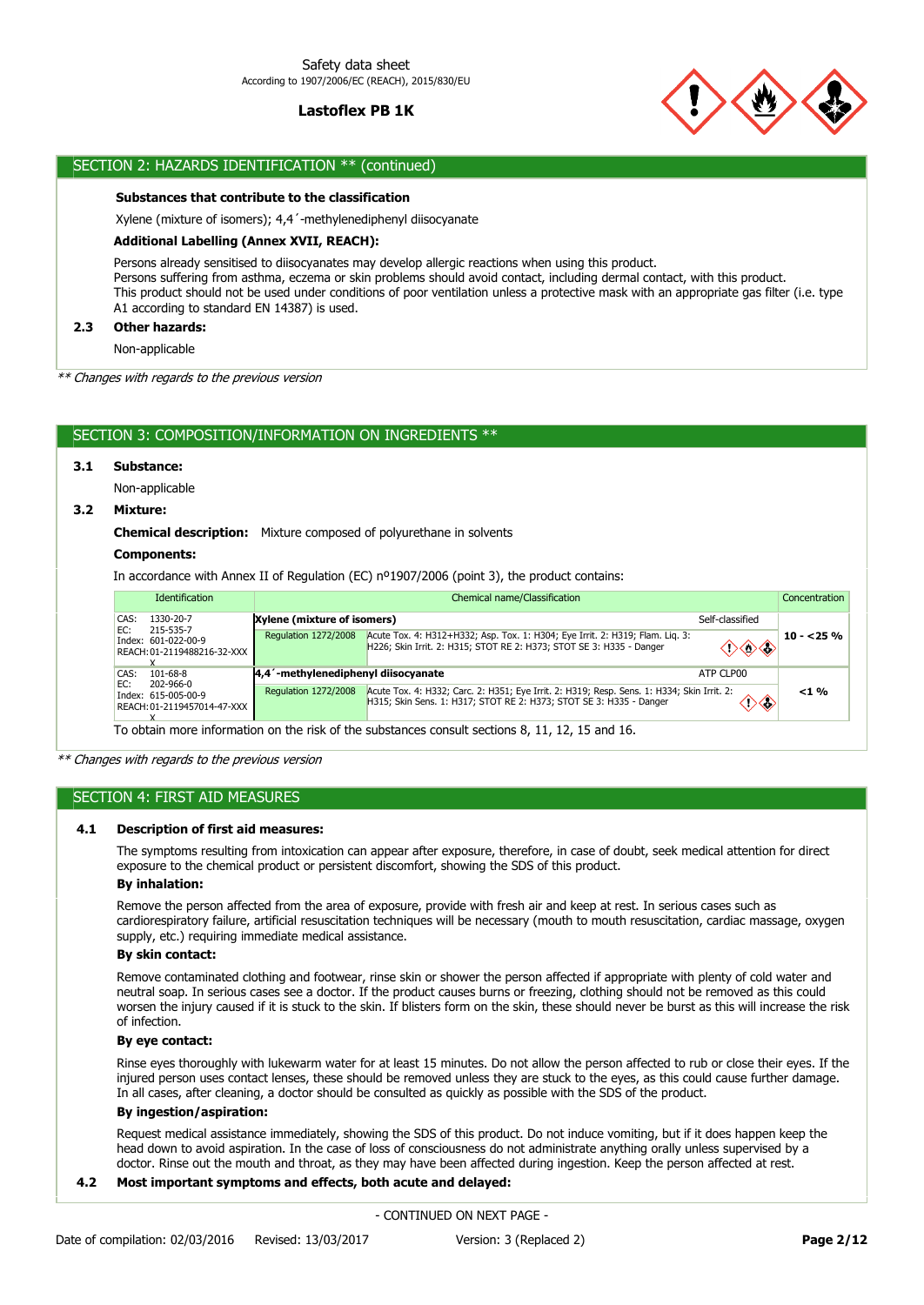## SECTION 2: HAZARDS IDENTIFICATION ** (continued)

**Substances that contribute to the classification**

Xylene (mixture of isomers); 4,4´-methylenediphenyl diisocyanate

**Additional Labelling (Annex XVII, REACH):**

Persons already sensitised to diisocyanates may develop allergic reactions when using this product.
Persons suffering from asthma, eczema or skin problems should avoid contact, including dermal contact, with this product.
This product should not be used under conditions of poor ventilation unless a protective mask with an appropriate gas filter (i.e. type A1 according to standard EN 14387) is used.

### 2.3 Other hazards:

Non-applicable

*** Changes with regards to the previous version*

## SECTION 3: COMPOSITION/INFORMATION ON INGREDIENTS **

### 3.1 Substance:

Non-applicable

### 3.2 Mixture:

**Chemical description:** Mixture composed of polyurethane in solvents

**Components:**

In accordance with Annex II of Regulation (EC) nº1907/2006 (point 3), the product contains:

| Identification | Chemical name/Classification | | Concentration |
|---|---|---|---|
| CAS: 1330-20-7<br>EC: 215-535-7<br>Index: 601-022-00-9<br>REACH: 01-2119488216-32-XXXX | **Xylene (mixture of isomers)** Self-classified | | 10 - <25 % |
| | Regulation 1272/2008 | Acute Tox. 4: H312+H332; Asp. Tox. 1: H304; Eye Irrit. 2: H319; Flam. Liq. 3: H226; Skin Irrit. 2: H315; STOT RE 2: H373; STOT SE 3: H335 - Danger | |
| CAS: 101-68-8<br>EC: 202-966-0<br>Index: 615-005-00-9<br>REACH: 01-2119457014-47-XXXX | **4,4´-methylenediphenyl diisocyanate** ATP CLP00 | | <1 % |
| | Regulation 1272/2008 | Acute Tox. 4: H332; Carc. 2: H351; Eye Irrit. 2: H319; Resp. Sens. 1: H334; Skin Irrit. 2: H315; Skin Sens. 1: H317; STOT RE 2: H373; STOT SE 3: H335 - Danger | |

To obtain more information on the risk of the substances consult sections 8, 11, 12, 15 and 16.

*** Changes with regards to the previous version*

## SECTION 4: FIRST AID MEASURES

### 4.1 Description of first aid measures:

The symptoms resulting from intoxication can appear after exposure, therefore, in case of doubt, seek medical attention for direct exposure to the chemical product or persistent discomfort, showing the SDS of this product.

**By inhalation:**

Remove the person affected from the area of exposure, provide with fresh air and keep at rest. In serious cases such as cardiorespiratory failure, artificial resuscitation techniques will be necessary (mouth to mouth resuscitation, cardiac massage, oxygen supply, etc.) requiring immediate medical assistance.

**By skin contact:**

Remove contaminated clothing and footwear, rinse skin or shower the person affected if appropriate with plenty of cold water and neutral soap. In serious cases see a doctor. If the product causes burns or freezing, clothing should not be removed as this could worsen the injury caused if it is stuck to the skin. If blisters form on the skin, these should never be burst as this will increase the risk of infection.

**By eye contact:**

Rinse eyes thoroughly with lukewarm water for at least 15 minutes. Do not allow the person affected to rub or close their eyes. If the injured person uses contact lenses, these should be removed unless they are stuck to the eyes, as this could cause further damage. In all cases, after cleaning, a doctor should be consulted as quickly as possible with the SDS of the product.

**By ingestion/aspiration:**

Request medical assistance immediately, showing the SDS of this product. Do not induce vomiting, but if it does happen keep the head down to avoid aspiration. In the case of loss of consciousness do not administrate anything orally unless supervised by a doctor. Rinse out the mouth and throat, as they may have been affected during ingestion. Keep the person affected at rest.

### 4.2 Most important symptoms and effects, both acute and delayed:

- CONTINUED ON NEXT PAGE -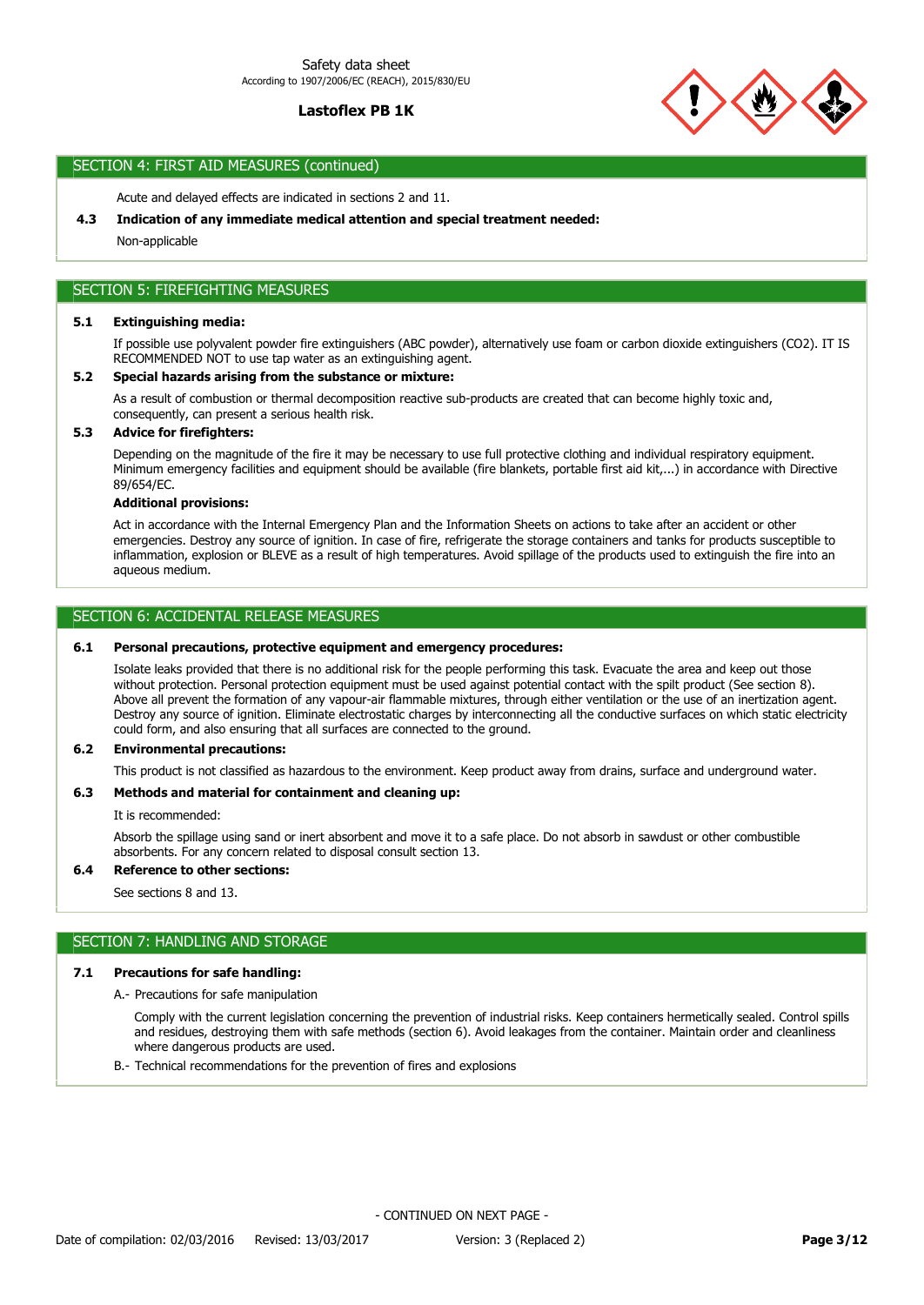## SECTION 4: FIRST AID MEASURES (continued)

Acute and delayed effects are indicated in sections 2 and 11.

**4.3 Indication of any immediate medical attention and special treatment needed:**

Non-applicable

## SECTION 5: FIREFIGHTING MEASURES

**5.1 Extinguishing media:**

If possible use polyvalent powder fire extinguishers (ABC powder), alternatively use foam or carbon dioxide extinguishers ($CO_2$). IT IS RECOMMENDED NOT to use tap water as an extinguishing agent.

**5.2 Special hazards arising from the substance or mixture:**

As a result of combustion or thermal decomposition reactive sub-products are created that can become highly toxic and, consequently, can present a serious health risk.

**5.3 Advice for firefighters:**

Depending on the magnitude of the fire it may be necessary to use full protective clothing and individual respiratory equipment. Minimum emergency facilities and equipment should be available (fire blankets, portable first aid kit,...) in accordance with Directive 89/654/EC.

**Additional provisions:**

Act in accordance with the Internal Emergency Plan and the Information Sheets on actions to take after an accident or other emergencies. Destroy any source of ignition. In case of fire, refrigerate the storage containers and tanks for products susceptible to inflammation, explosion or BLEVE as a result of high temperatures. Avoid spillage of the products used to extinguish the fire into an aqueous medium.

## SECTION 6: ACCIDENTAL RELEASE MEASURES

**6.1 Personal precautions, protective equipment and emergency procedures:**

Isolate leaks provided that there is no additional risk for the people performing this task. Evacuate the area and keep out those without protection. Personal protection equipment must be used against potential contact with the spilt product (See section 8). Above all prevent the formation of any vapour-air flammable mixtures, through either ventilation or the use of an inertization agent. Destroy any source of ignition. Eliminate electrostatic charges by interconnecting all the conductive surfaces on which static electricity could form, and also ensuring that all surfaces are connected to the ground.

**6.2 Environmental precautions:**

This product is not classified as hazardous to the environment. Keep product away from drains, surface and underground water.

**6.3 Methods and material for containment and cleaning up:**

It is recommended:

Absorb the spillage using sand or inert absorbent and move it to a safe place. Do not absorb in sawdust or other combustible absorbents. For any concern related to disposal consult section 13.

**6.4 Reference to other sections:**

See sections 8 and 13.

## SECTION 7: HANDLING AND STORAGE

**7.1 Precautions for safe handling:**

A.- Precautions for safe manipulation

Comply with the current legislation concerning the prevention of industrial risks. Keep containers hermetically sealed. Control spills and residues, destroying them with safe methods (section 6). Avoid leakages from the container. Maintain order and cleanliness where dangerous products are used.

B.- Technical recommendations for the prevention of fires and explosions

- CONTINUED ON NEXT PAGE -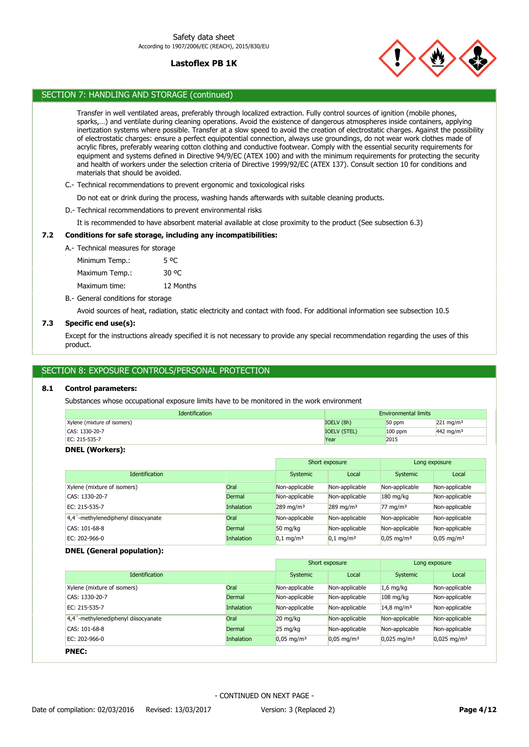## SECTION 7: HANDLING AND STORAGE (continued)

Transfer in well ventilated areas, preferably through localized extraction. Fully control sources of ignition (mobile phones, sparks,…) and ventilate during cleaning operations. Avoid the existence of dangerous atmospheres inside containers, applying inertization systems where possible. Transfer at a slow speed to avoid the creation of electrostatic charges. Against the possibility of electrostatic charges: ensure a perfect equipotential connection, always use groundings, do not wear work clothes made of acrylic fibres, preferably wearing cotton clothing and conductive footwear. Comply with the essential security requirements for equipment and systems defined in Directive 94/9/EC (ATEX 100) and with the minimum requirements for protecting the security and health of workers under the selection criteria of Directive 1999/92/EC (ATEX 137). Consult section 10 for conditions and materials that should be avoided.

C.- Technical recommendations to prevent ergonomic and toxicological risks

Do not eat or drink during the process, washing hands afterwards with suitable cleaning products.

D.- Technical recommendations to prevent environmental risks

It is recommended to have absorbent material available at close proximity to the product (See subsection 6.3)

### 7.2 Conditions for safe storage, including any incompatibilities:

A.- Technical measures for storage

| | |
|---|---|
| Minimum Temp.: | 5 ºC |
| Maximum Temp.: | 30 ºC |
| Maximum time: | 12 Months |

B.- General conditions for storage

Avoid sources of heat, radiation, static electricity and contact with food. For additional information see subsection 10.5

### 7.3 Specific end use(s):

Except for the instructions already specified it is not necessary to provide any special recommendation regarding the uses of this product.

## SECTION 8: EXPOSURE CONTROLS/PERSONAL PROTECTION

### 8.1 Control parameters:

Substances whose occupational exposure limits have to be monitored in the work environment

| Identification | Environmental limits | | |
|---|---|---|---|
| Xylene (mixture of isomers) | IOELV (8h) | 50 ppm | 221 mg/m³ |
| CAS: 1330-20-7 | IOELV (STEL) | 100 ppm | 442 mg/m³ |
| EC: 215-535-7 | Year | 2015 | |

**DNEL (Workers):**

| | | Short exposure | | Long exposure | |
|---|---|---|---|---|---|
| Identification | | Systemic | Local | Systemic | Local |
| Xylene (mixture of isomers) | Oral | Non-applicable | Non-applicable | Non-applicable | Non-applicable |
| CAS: 1330-20-7 | Dermal | Non-applicable | Non-applicable | 180 mg/kg | Non-applicable |
| EC: 215-535-7 | Inhalation | 289 mg/m³ | 289 mg/m³ | 77 mg/m³ | Non-applicable |
| 4,4´-methylenediphenyl diisocyanate | Oral | Non-applicable | Non-applicable | Non-applicable | Non-applicable |
| CAS: 101-68-8 | Dermal | 50 mg/kg | Non-applicable | Non-applicable | Non-applicable |
| EC: 202-966-0 | Inhalation | 0,1 mg/m³ | 0,1 mg/m³ | 0,05 mg/m³ | 0,05 mg/m³ |

**DNEL (General population):**

| | | Short exposure | | Long exposure | |
|---|---|---|---|---|---|
| Identification | | Systemic | Local | Systemic | Local |
| Xylene (mixture of isomers) | Oral | Non-applicable | Non-applicable | 1,6 mg/kg | Non-applicable |
| CAS: 1330-20-7 | Dermal | Non-applicable | Non-applicable | 108 mg/kg | Non-applicable |
| EC: 215-535-7 | Inhalation | Non-applicable | Non-applicable | 14,8 mg/m³ | Non-applicable |
| 4,4´-methylenediphenyl diisocyanate | Oral | 20 mg/kg | Non-applicable | Non-applicable | Non-applicable |
| CAS: 101-68-8 | Dermal | 25 mg/kg | Non-applicable | Non-applicable | Non-applicable |
| EC: 202-966-0 | Inhalation | 0,05 mg/m³ | 0,05 mg/m³ | 0,025 mg/m³ | 0,025 mg/m³ |

**PNEC:**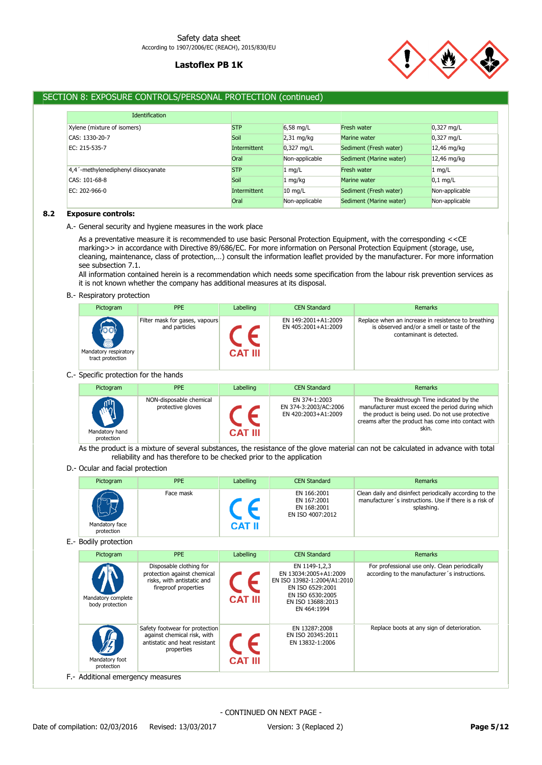## SECTION 8: EXPOSURE CONTROLS/PERSONAL PROTECTION (continued)

| Identification | | | | |
|---|---|---|---|---|
| Xylene (mixture of isomers) | STP | 6,58 mg/L | Fresh water | 0,327 mg/L |
| CAS: 1330-20-7 | Soil | 2,31 mg/kg | Marine water | 0,327 mg/L |
| EC: 215-535-7 | Intermittent | 0,327 mg/L | Sediment (Fresh water) | 12,46 mg/kg |
| | Oral | Non-applicable | Sediment (Marine water) | 12,46 mg/kg |
| 4,4´-methylenediphenyl diisocyanate | STP | 1 mg/L | Fresh water | 1 mg/L |
| CAS: 101-68-8 | Soil | 1 mg/kg | Marine water | 0,1 mg/L |
| EC: 202-966-0 | Intermittent | 10 mg/L | Sediment (Fresh water) | Non-applicable |
| | Oral | Non-applicable | Sediment (Marine water) | Non-applicable |

### 8.2 Exposure controls:

A.- General security and hygiene measures in the work place

As a preventative measure it is recommended to use basic Personal Protection Equipment, with the corresponding <<CE marking>> in accordance with Directive 89/686/EC. For more information on Personal Protection Equipment (storage, use, cleaning, maintenance, class of protection,…) consult the information leaflet provided by the manufacturer. For more information see subsection 7.1.
All information contained herein is a recommendation which needs some specification from the labour risk prevention services as it is not known whether the company has additional measures at its disposal.

B.- Respiratory protection

| Pictogram | PPE | Labelling | CEN Standard | Remarks |
|---|---|---|---|---|
| Mandatory respiratory tract protection | Filter mask for gases, vapours and particles | CE CAT III | EN 149:2001+A1:2009<br>EN 405:2001+A1:2009 | Replace when an increase in resistence to breathing is observed and/or a smell or taste of the contaminant is detected. |

C.- Specific protection for the hands

| Pictogram | PPE | Labelling | CEN Standard | Remarks |
|---|---|---|---|---|
| Mandatory hand protection | NON-disposable chemical protective gloves | CE CAT III | EN 374-1:2003<br>EN 374-3:2003/AC:2006<br>EN 420:2003+A1:2009 | The Breakthrough Time indicated by the manufacturer must exceed the period during which the product is being used. Do not use protective creams after the product has come into contact with skin. |

As the product is a mixture of several substances, the resistance of the glove material can not be calculated in advance with total reliability and has therefore to be checked prior to the application

D.- Ocular and facial protection

| Pictogram | PPE | Labelling | CEN Standard | Remarks |
|---|---|---|---|---|
| Mandatory face protection | Face mask | CE CAT II | EN 166:2001<br>EN 167:2001<br>EN 168:2001<br>EN ISO 4007:2012 | Clean daily and disinfect periodically according to the manufacturer´s instructions. Use if there is a risk of splashing. |

E.- Bodily protection

| Pictogram | PPE | Labelling | CEN Standard | Remarks |
|---|---|---|---|---|
| Mandatory complete body protection | Disposable clothing for protection against chemical risks, with antistatic and fireproof properties | CE CAT III | EN 1149-1,2,3<br>EN 13034:2005+A1:2009<br>EN ISO 13982-1:2004/A1:2010<br>EN ISO 6529:2001<br>EN ISO 6530:2005<br>EN ISO 13688:2013<br>EN 464:1994 | For professional use only. Clean periodically according to the manufacturer´s instructions. |
| Mandatory foot protection | Safety footwear for protection against chemical risk, with antistatic and heat resistant properties | CE CAT III | EN 13287:2008<br>EN ISO 20345:2011<br>EN 13832-1:2006 | Replace boots at any sign of deterioration. |

F.- Additional emergency measures

- CONTINUED ON NEXT PAGE -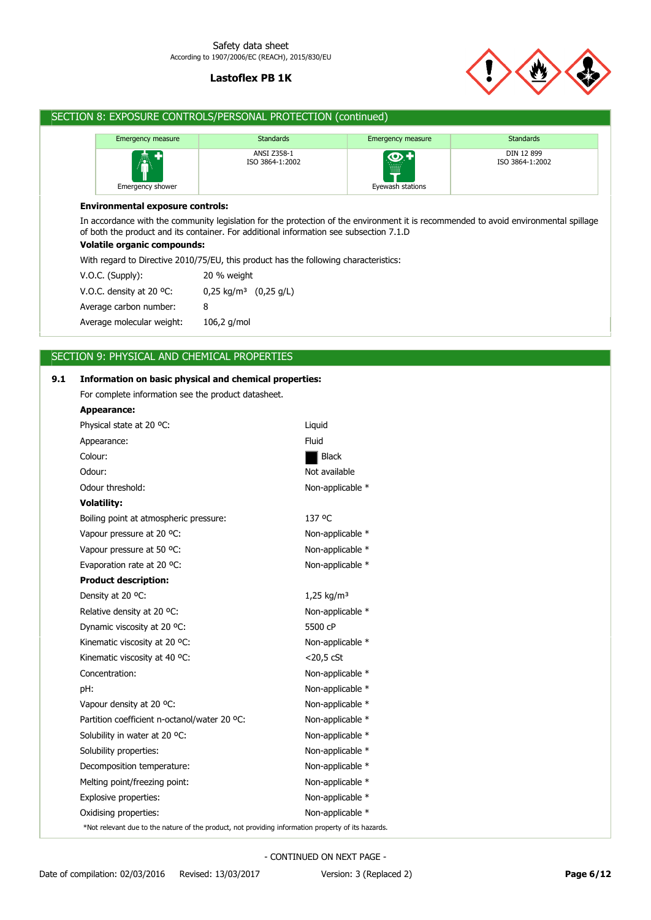## SECTION 8: EXPOSURE CONTROLS/PERSONAL PROTECTION (continued)

| Emergency measure | Standards | Emergency measure | Standards |
|---|---|---|---|
| Emergency shower | ANSI Z358-1 ISO 3864-1:2002 | Eyewash stations | DIN 12 899 ISO 3864-1:2002 |

**Environmental exposure controls:**

In accordance with the community legislation for the protection of the environment it is recommended to avoid environmental spillage of both the product and its container. For additional information see subsection 7.1.D

**Volatile organic compounds:**

With regard to Directive 2010/75/EU, this product has the following characteristics:

| | |
|---|---|
| V.O.C. (Supply): | 20 % weight |
| V.O.C. density at 20 ºC: | 0,25 kg/m³ (0,25 g/L) |
| Average carbon number: | 8 |
| Average molecular weight: | 106,2 g/mol |

## SECTION 9: PHYSICAL AND CHEMICAL PROPERTIES

**9.1 Information on basic physical and chemical properties:**

For complete information see the product datasheet.

**Appearance:**

| | |
|---|---|
| Physical state at 20 ºC: | Liquid |
| Appearance: | Fluid |
| Colour: | Black |
| Odour: | Not available |
| Odour threshold: | Non-applicable * |

**Volatility:**

| | |
|---|---|
| Boiling point at atmospheric pressure: | 137 ºC |
| Vapour pressure at 20 ºC: | Non-applicable * |
| Vapour pressure at 50 ºC: | Non-applicable * |
| Evaporation rate at 20 ºC: | Non-applicable * |

**Product description:**

| | |
|---|---|
| Density at 20 ºC: | 1,25 kg/m³ |
| Relative density at 20 ºC: | Non-applicable * |
| Dynamic viscosity at 20 ºC: | 5500 cP |
| Kinematic viscosity at 20 ºC: | Non-applicable * |
| Kinematic viscosity at 40 ºC: | <20,5 cSt |
| Concentration: | Non-applicable * |
| pH: | Non-applicable * |
| Vapour density at 20 ºC: | Non-applicable * |
| Partition coefficient n-octanol/water 20 ºC: | Non-applicable * |
| Solubility in water at 20 ºC: | Non-applicable * |
| Solubility properties: | Non-applicable * |
| Decomposition temperature: | Non-applicable * |
| Melting point/freezing point: | Non-applicable * |
| Explosive properties: | Non-applicable * |
| Oxidising properties: | Non-applicable * |

*Not relevant due to the nature of the product, not providing information property of its hazards.

- CONTINUED ON NEXT PAGE -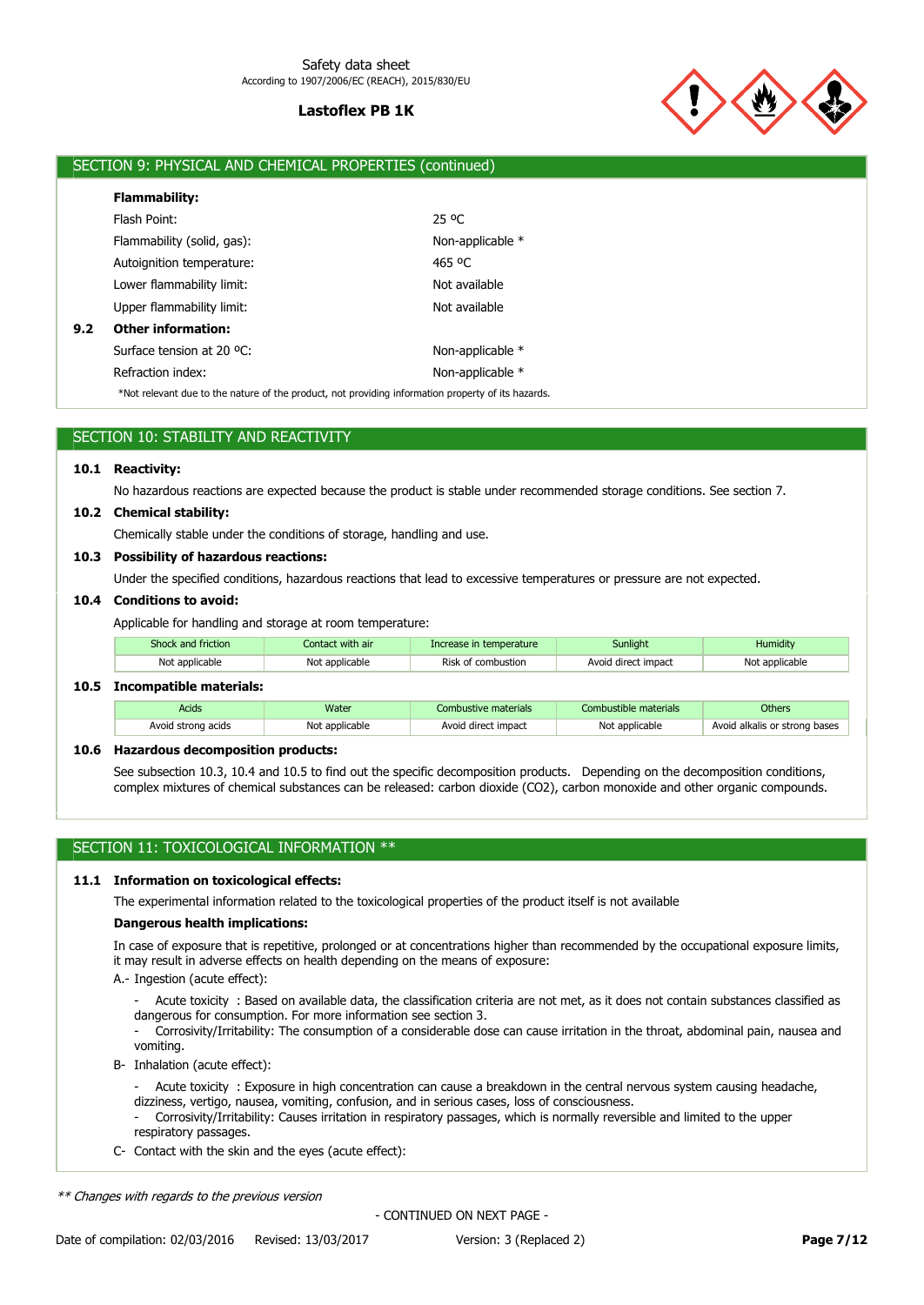## SECTION 9: PHYSICAL AND CHEMICAL PROPERTIES (continued)

**Flammability:**

| | |
|---|---|
| Flash Point: | 25 ºC |
| Flammability (solid, gas): | Non-applicable * |
| Autoignition temperature: | 465 ºC |
| Lower flammability limit: | Not available |
| Upper flammability limit: | Not available |

**9.2 Other information:**

| | |
|---|---|
| Surface tension at 20 ºC: | Non-applicable * |
| Refraction index: | Non-applicable * |

*Not relevant due to the nature of the product, not providing information property of its hazards.

## SECTION 10: STABILITY AND REACTIVITY

**10.1 Reactivity:**

No hazardous reactions are expected because the product is stable under recommended storage conditions. See section 7.

**10.2 Chemical stability:**

Chemically stable under the conditions of storage, handling and use.

**10.3 Possibility of hazardous reactions:**

Under the specified conditions, hazardous reactions that lead to excessive temperatures or pressure are not expected.

**10.4 Conditions to avoid:**

Applicable for handling and storage at room temperature:

| Shock and friction | Contact with air | Increase in temperature | Sunlight | Humidity |
|---|---|---|---|---|
| Not applicable | Not applicable | Risk of combustion | Avoid direct impact | Not applicable |

**10.5 Incompatible materials:**

| Acids | Water | Combustive materials | Combustible materials | Others |
|---|---|---|---|---|
| Avoid strong acids | Not applicable | Avoid direct impact | Not applicable | Avoid alkalis or strong bases |

**10.6 Hazardous decomposition products:**

See subsection 10.3, 10.4 and 10.5 to find out the specific decomposition products. Depending on the decomposition conditions, complex mixtures of chemical substances can be released: carbon dioxide ($CO_2$), carbon monoxide and other organic compounds.

## SECTION 11: TOXICOLOGICAL INFORMATION **

**11.1 Information on toxicological effects:**

The experimental information related to the toxicological properties of the product itself is not available

**Dangerous health implications:**

In case of exposure that is repetitive, prolonged or at concentrations higher than recommended by the occupational exposure limits, it may result in adverse effects on health depending on the means of exposure:

A.- Ingestion (acute effect):

- Acute toxicity : Based on available data, the classification criteria are not met, as it does not contain substances classified as dangerous for consumption. For more information see section 3.
- Corrosivity/Irritability: The consumption of a considerable dose can cause irritation in the throat, abdominal pain, nausea and vomiting.

B- Inhalation (acute effect):

- Acute toxicity : Exposure in high concentration can cause a breakdown in the central nervous system causing headache, dizziness, vertigo, nausea, vomiting, confusion, and in serious cases, loss of consciousness.
- Corrosivity/Irritability: Causes irritation in respiratory passages, which is normally reversible and limited to the upper respiratory passages.

C- Contact with the skin and the eyes (acute effect):

*** Changes with regards to the previous version*

- CONTINUED ON NEXT PAGE -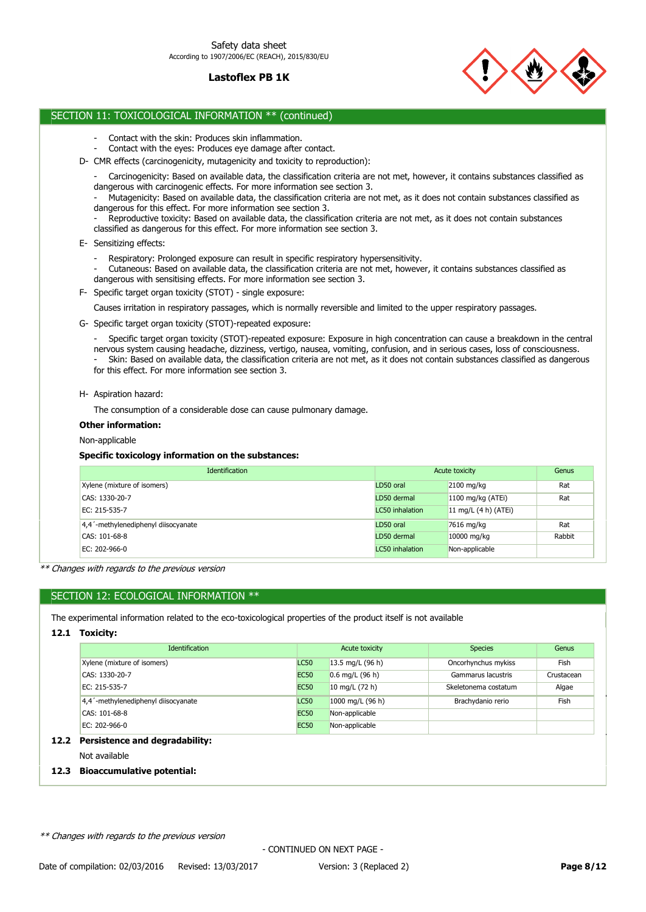## SECTION 11: TOXICOLOGICAL INFORMATION ** (continued)

- Contact with the skin: Produces skin inflammation.
- Contact with the eyes: Produces eye damage after contact.

D- CMR effects (carcinogenicity, mutagenicity and toxicity to reproduction):

- Carcinogenicity: Based on available data, the classification criteria are not met, however, it contains substances classified as dangerous with carcinogenic effects. For more information see section 3.
- Mutagenicity: Based on available data, the classification criteria are not met, as it does not contain substances classified as dangerous for this effect. For more information see section 3.
- Reproductive toxicity: Based on available data, the classification criteria are not met, as it does not contain substances classified as dangerous for this effect. For more information see section 3.

E- Sensitizing effects:

- Respiratory: Prolonged exposure can result in specific respiratory hypersensitivity.
- Cutaneous: Based on available data, the classification criteria are not met, however, it contains substances classified as dangerous with sensitising effects. For more information see section 3.

F- Specific target organ toxicity (STOT) - single exposure:

Causes irritation in respiratory passages, which is normally reversible and limited to the upper respiratory passages.

G- Specific target organ toxicity (STOT)-repeated exposure:

- Specific target organ toxicity (STOT)-repeated exposure: Exposure in high concentration can cause a breakdown in the central nervous system causing headache, dizziness, vertigo, nausea, vomiting, confusion, and in serious cases, loss of consciousness.
- Skin: Based on available data, the classification criteria are not met, as it does not contain substances classified as dangerous for this effect. For more information see section 3.

H- Aspiration hazard:

The consumption of a considerable dose can cause pulmonary damage.

**Other information:**

Non-applicable

**Specific toxicology information on the substances:**

| Identification | Acute toxicity | | Genus |
|---|---|---|---|
| Xylene (mixture of isomers) | LD50 oral | 2100 mg/kg | Rat |
| CAS: 1330-20-7 | LD50 dermal | 1100 mg/kg (ATEi) | Rat |
| EC: 215-535-7 | LC50 inhalation | 11 mg/L (4 h) (ATEi) | |
| 4,4´-methylenediphenyl diisocyanate | LD50 oral | 7616 mg/kg | Rat |
| CAS: 101-68-8 | LD50 dermal | 10000 mg/kg | Rabbit |
| EC: 202-966-0 | LC50 inhalation | Non-applicable | |

*** Changes with regards to the previous version*

## SECTION 12: ECOLOGICAL INFORMATION **

The experimental information related to the eco-toxicological properties of the product itself is not available

### 12.1 Toxicity:

| Identification | Acute toxicity | | Species | Genus |
|---|---|---|---|---|
| Xylene (mixture of isomers) | LC50 | 13.5 mg/L (96 h) | Oncorhynchus mykiss | Fish |
| CAS: 1330-20-7 | EC50 | 0.6 mg/L (96 h) | Gammarus lacustris | Crustacean |
| EC: 215-535-7 | EC50 | 10 mg/L (72 h) | Skeletonema costatum | Algae |
| 4,4´-methylenediphenyl diisocyanate | LC50 | 1000 mg/L (96 h) | Brachydanio rerio | Fish |
| CAS: 101-68-8 | EC50 | Non-applicable | | |
| EC: 202-966-0 | EC50 | Non-applicable | | |

### 12.2 Persistence and degradability:

Not available

### 12.3 Bioaccumulative potential:

*** Changes with regards to the previous version*

- CONTINUED ON NEXT PAGE -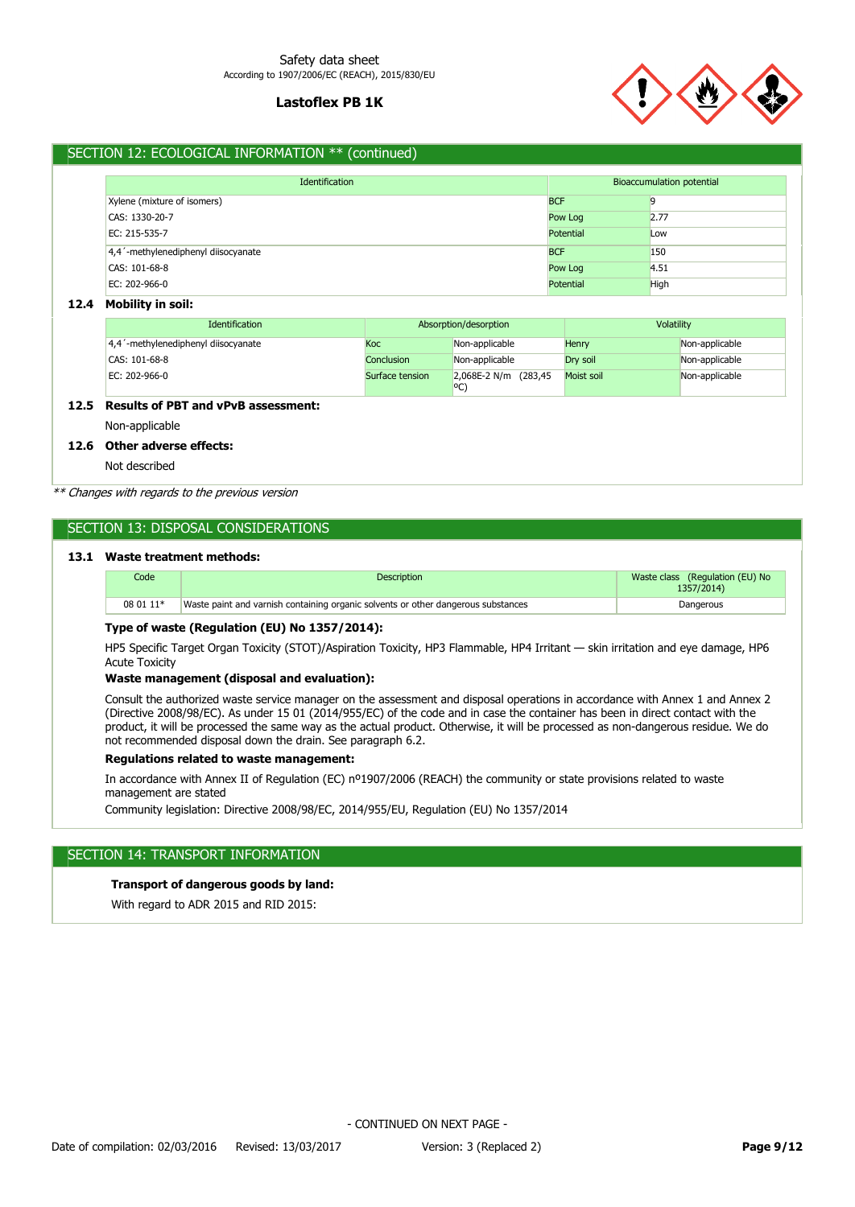## SECTION 12: ECOLOGICAL INFORMATION ** (continued)

| Identification | Bioaccumulation potential | |
|---|---|---|
| Xylene (mixture of isomers) | BCF | 9 |
| CAS: 1330-20-7 | Pow Log | 2.77 |
| EC: 215-535-7 | Potential | Low |
| 4,4´-methylenediphenyl diisocyanate | BCF | 150 |
| CAS: 101-68-8 | Pow Log | 4.51 |
| EC: 202-966-0 | Potential | High |

### 12.4 Mobility in soil:

| Identification | Absorption/desorption | | Volatility | |
|---|---|---|---|---|
| 4,4´-methylenediphenyl diisocyanate | Koc | Non-applicable | Henry | Non-applicable |
| CAS: 101-68-8 | Conclusion | Non-applicable | Dry soil | Non-applicable |
| EC: 202-966-0 | Surface tension | 2,068E-2 N/m (283,45 ºC) | Moist soil | Non-applicable |

### 12.5 Results of PBT and vPvB assessment:

Non-applicable

### 12.6 Other adverse effects:

Not described

*** Changes with regards to the previous version*

## SECTION 13: DISPOSAL CONSIDERATIONS

### 13.1 Waste treatment methods:

| Code | Description | Waste class (Regulation (EU) No 1357/2014) |
|---|---|---|
| 08 01 11* | Waste paint and varnish containing organic solvents or other dangerous substances | Dangerous |

**Type of waste (Regulation (EU) No 1357/2014):**

HP5 Specific Target Organ Toxicity (STOT)/Aspiration Toxicity, HP3 Flammable, HP4 Irritant — skin irritation and eye damage, HP6 Acute Toxicity

**Waste management (disposal and evaluation):**

Consult the authorized waste service manager on the assessment and disposal operations in accordance with Annex 1 and Annex 2 (Directive 2008/98/EC). As under 15 01 (2014/955/EC) of the code and in case the container has been in direct contact with the product, it will be processed the same way as the actual product. Otherwise, it will be processed as non-dangerous residue. We do not recommended disposal down the drain. See paragraph 6.2.

**Regulations related to waste management:**

In accordance with Annex II of Regulation (EC) nº1907/2006 (REACH) the community or state provisions related to waste management are stated

Community legislation: Directive 2008/98/EC, 2014/955/EU, Regulation (EU) No 1357/2014

## SECTION 14: TRANSPORT INFORMATION

**Transport of dangerous goods by land:**

With regard to ADR 2015 and RID 2015: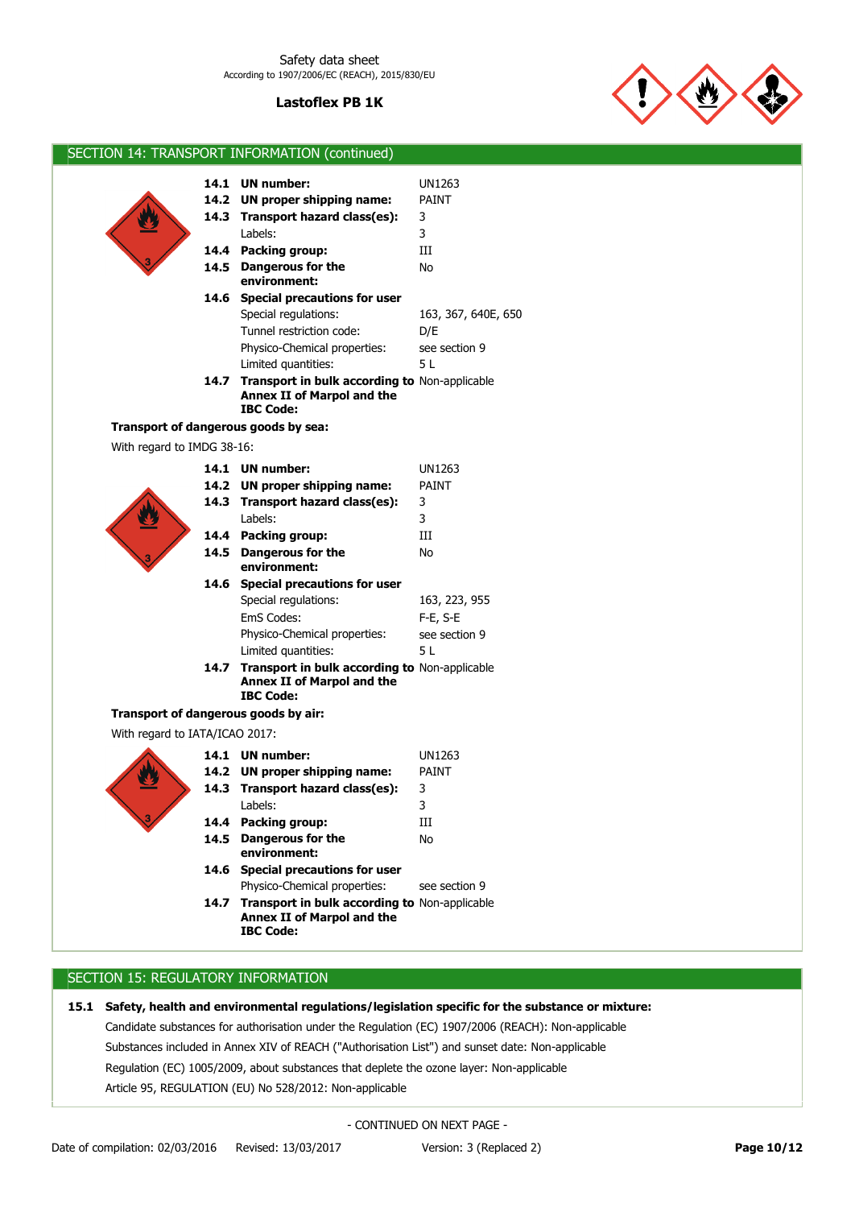## SECTION 14: TRANSPORT INFORMATION (continued)

| | | |
|---|---|---|
| **14.1** | **UN number:** | UN1263 |
| **14.2** | **UN proper shipping name:** | PAINT |
| **14.3** | **Transport hazard class(es):** | 3 |
| | Labels: | 3 |
| **14.4** | **Packing group:** | III |
| **14.5** | **Dangerous for the environment:** | No |
| **14.6** | **Special precautions for user** | |
| | Special regulations: | 163, 367, 640E, 650 |
| | Tunnel restriction code: | D/E |
| | Physico-Chemical properties: | see section 9 |
| | Limited quantities: | 5 L |
| **14.7** | **Transport in bulk according to Annex II of Marpol and the IBC Code:** | Non-applicable |

**Transport of dangerous goods by sea:**

With regard to IMDG 38-16:

| | | |
|---|---|---|
| **14.1** | **UN number:** | UN1263 |
| **14.2** | **UN proper shipping name:** | PAINT |
| **14.3** | **Transport hazard class(es):** | 3 |
| | Labels: | 3 |
| **14.4** | **Packing group:** | III |
| **14.5** | **Dangerous for the environment:** | No |
| **14.6** | **Special precautions for user** | |
| | Special regulations: | 163, 223, 955 |
| | EmS Codes: | F-E, S-E |
| | Physico-Chemical properties: | see section 9 |
| | Limited quantities: | 5 L |
| **14.7** | **Transport in bulk according to Annex II of Marpol and the IBC Code:** | Non-applicable |

**Transport of dangerous goods by air:**

With regard to IATA/ICAO 2017:

| | | |
|---|---|---|
| **14.1** | **UN number:** | UN1263 |
| **14.2** | **UN proper shipping name:** | PAINT |
| **14.3** | **Transport hazard class(es):** | 3 |
| | Labels: | 3 |
| **14.4** | **Packing group:** | III |
| **14.5** | **Dangerous for the environment:** | No |
| **14.6** | **Special precautions for user** | |
| | Physico-Chemical properties: | see section 9 |
| **14.7** | **Transport in bulk according to Annex II of Marpol and the IBC Code:** | Non-applicable |

## SECTION 15: REGULATORY INFORMATION

**15.1 Safety, health and environmental regulations/legislation specific for the substance or mixture:**

Candidate substances for authorisation under the Regulation (EC) 1907/2006 (REACH): Non-applicable

Substances included in Annex XIV of REACH ("Authorisation List") and sunset date: Non-applicable

Regulation (EC) 1005/2009, about substances that deplete the ozone layer: Non-applicable

Article 95, REGULATION (EU) No 528/2012: Non-applicable

- CONTINUED ON NEXT PAGE -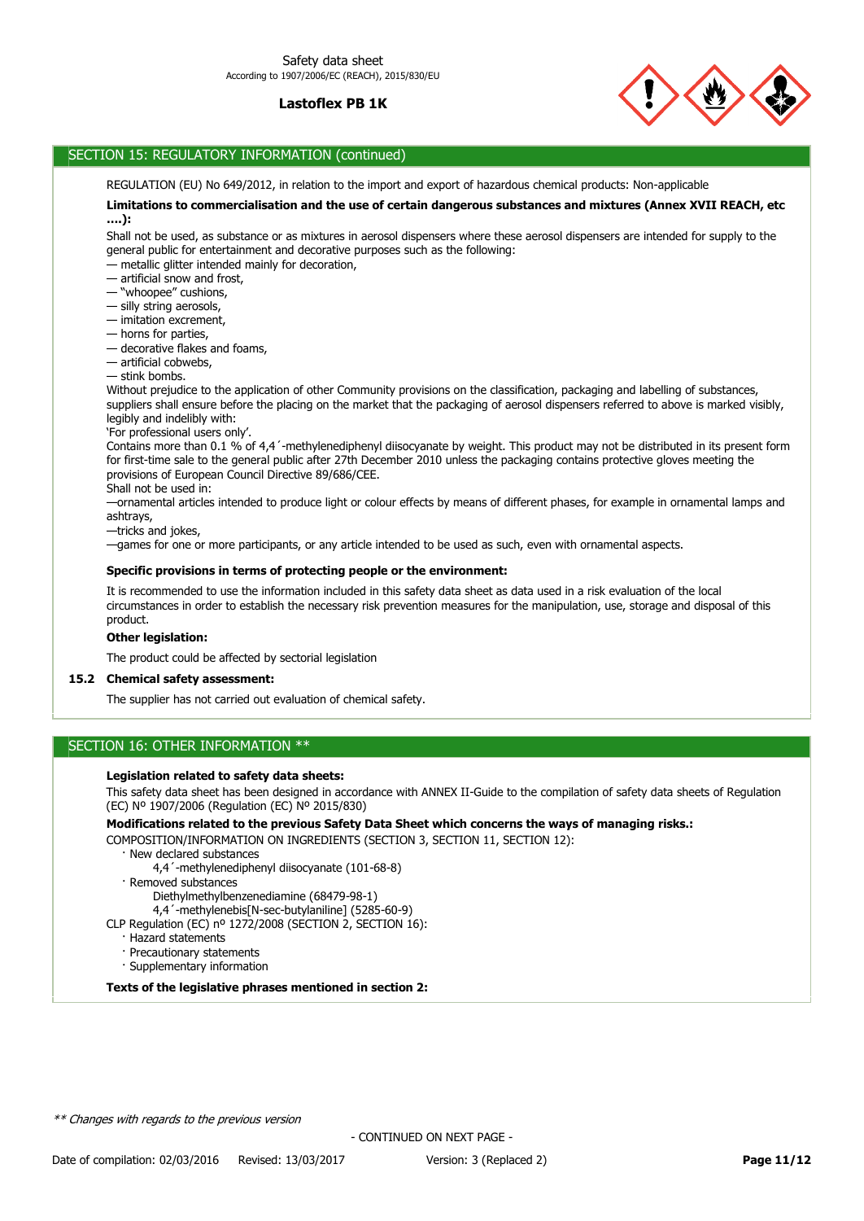## SECTION 15: REGULATORY INFORMATION (continued)

REGULATION (EU) No 649/2012, in relation to the import and export of hazardous chemical products: Non-applicable

**Limitations to commercialisation and the use of certain dangerous substances and mixtures (Annex XVII REACH, etc ....):**

Shall not be used, as substance or as mixtures in aerosol dispensers where these aerosol dispensers are intended for supply to the general public for entertainment and decorative purposes such as the following:
— metallic glitter intended mainly for decoration,
— artificial snow and frost,
— "whoopee" cushions,
— silly string aerosols,
— imitation excrement,
— horns for parties,
— decorative flakes and foams,
— artificial cobwebs,
— stink bombs.
Without prejudice to the application of other Community provisions on the classification, packaging and labelling of substances, suppliers shall ensure before the placing on the market that the packaging of aerosol dispensers referred to above is marked visibly, legibly and indelibly with:
'For professional users only'.
Contains more than 0.1 % of 4,4´-methylenediphenyl diisocyanate by weight. This product may not be distributed in its present form for first-time sale to the general public after 27th December 2010 unless the packaging contains protective gloves meeting the provisions of European Council Directive 89/686/CEE.
Shall not be used in:
—ornamental articles intended to produce light or colour effects by means of different phases, for example in ornamental lamps and ashtrays,
—tricks and jokes,
—games for one or more participants, or any article intended to be used as such, even with ornamental aspects.

**Specific provisions in terms of protecting people or the environment:**

It is recommended to use the information included in this safety data sheet as data used in a risk evaluation of the local circumstances in order to establish the necessary risk prevention measures for the manipulation, use, storage and disposal of this product.

**Other legislation:**

The product could be affected by sectorial legislation

### 15.2 Chemical safety assessment:

The supplier has not carried out evaluation of chemical safety.

## SECTION 16: OTHER INFORMATION **

**Legislation related to safety data sheets:**

This safety data sheet has been designed in accordance with ANNEX II-Guide to the compilation of safety data sheets of Regulation (EC) Nº 1907/2006 (Regulation (EC) Nº 2015/830)

**Modifications related to the previous Safety Data Sheet which concerns the ways of managing risks.:**

COMPOSITION/INFORMATION ON INGREDIENTS (SECTION 3, SECTION 11, SECTION 12):
- New declared substances
  - 4,4´-methylenediphenyl diisocyanate (101-68-8)
- Removed substances
  - Diethylmethylbenzenediamine (68479-98-1)
  - 4,4´-methylenebis[N-sec-butylaniline] (5285-60-9)

CLP Regulation (EC) nº 1272/2008 (SECTION 2, SECTION 16):
- Hazard statements
- Precautionary statements
- Supplementary information

**Texts of the legislative phrases mentioned in section 2:**

*** Changes with regards to the previous version*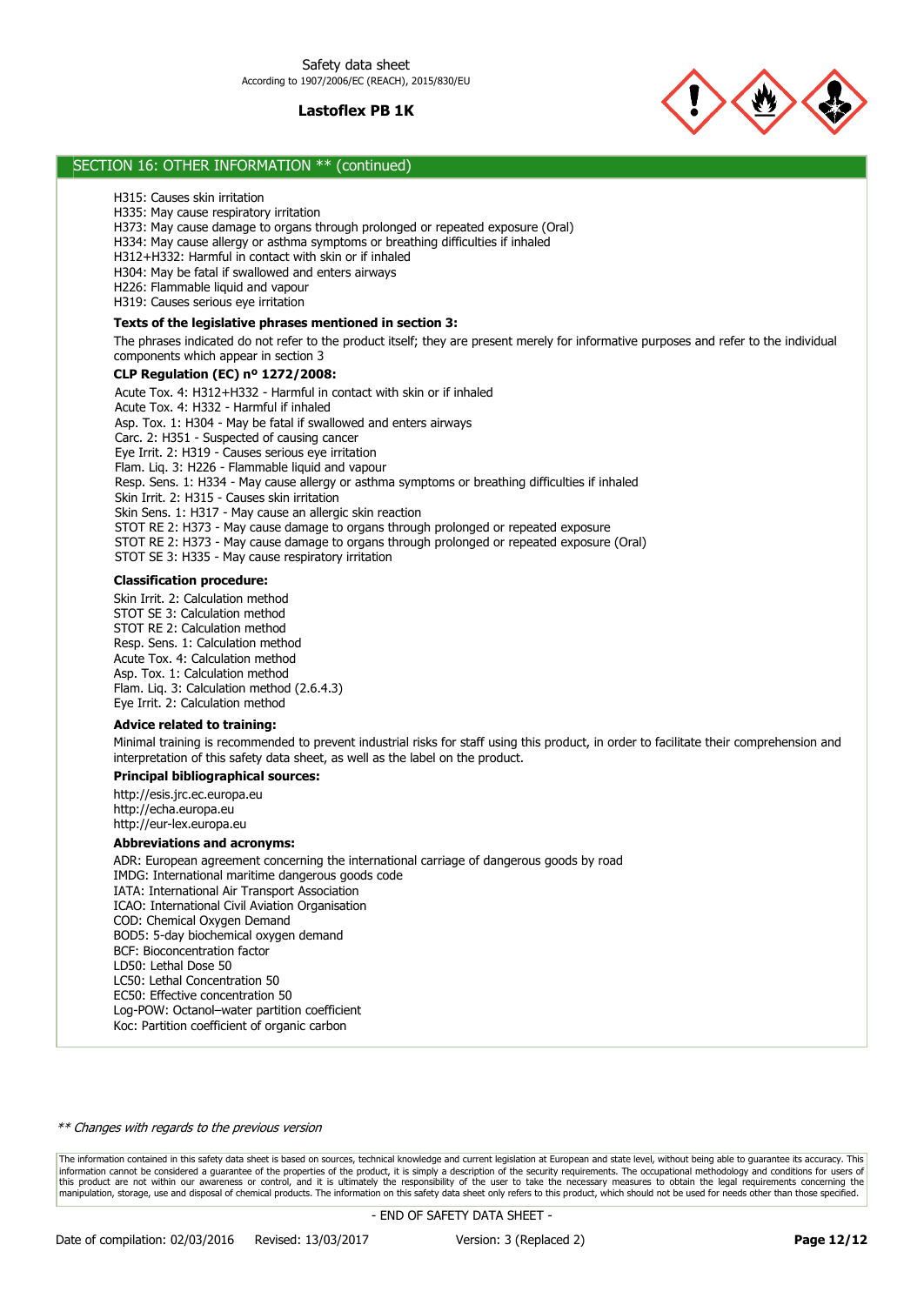## SECTION 16: OTHER INFORMATION ** (continued)

H315: Causes skin irritation
H335: May cause respiratory irritation
H373: May cause damage to organs through prolonged or repeated exposure (Oral)
H334: May cause allergy or asthma symptoms or breathing difficulties if inhaled
H312+H332: Harmful in contact with skin or if inhaled
H304: May be fatal if swallowed and enters airways
H226: Flammable liquid and vapour
H319: Causes serious eye irritation

**Texts of the legislative phrases mentioned in section 3:**

The phrases indicated do not refer to the product itself; they are present merely for informative purposes and refer to the individual components which appear in section 3

**CLP Regulation (EC) nº 1272/2008:**

Acute Tox. 4: H312+H332 - Harmful in contact with skin or if inhaled
Acute Tox. 4: H332 - Harmful if inhaled
Asp. Tox. 1: H304 - May be fatal if swallowed and enters airways
Carc. 2: H351 - Suspected of causing cancer
Eye Irrit. 2: H319 - Causes serious eye irritation
Flam. Liq. 3: H226 - Flammable liquid and vapour
Resp. Sens. 1: H334 - May cause allergy or asthma symptoms or breathing difficulties if inhaled
Skin Irrit. 2: H315 - Causes skin irritation
Skin Sens. 1: H317 - May cause an allergic skin reaction
STOT RE 2: H373 - May cause damage to organs through prolonged or repeated exposure
STOT RE 2: H373 - May cause damage to organs through prolonged or repeated exposure (Oral)
STOT SE 3: H335 - May cause respiratory irritation

**Classification procedure:**

Skin Irrit. 2: Calculation method
STOT SE 3: Calculation method
STOT RE 2: Calculation method
Resp. Sens. 1: Calculation method
Acute Tox. 4: Calculation method
Asp. Tox. 1: Calculation method
Flam. Liq. 3: Calculation method (2.6.4.3)
Eye Irrit. 2: Calculation method

**Advice related to training:**

Minimal training is recommended to prevent industrial risks for staff using this product, in order to facilitate their comprehension and interpretation of this safety data sheet, as well as the label on the product.

**Principal bibliographical sources:**

http://esis.jrc.ec.europa.eu
http://echa.europa.eu
http://eur-lex.europa.eu

**Abbreviations and acronyms:**

ADR: European agreement concerning the international carriage of dangerous goods by road
IMDG: International maritime dangerous goods code
IATA: International Air Transport Association
ICAO: International Civil Aviation Organisation
COD: Chemical Oxygen Demand
BOD5: 5-day biochemical oxygen demand
BCF: Bioconcentration factor
LD50: Lethal Dose 50
LC50: Lethal Concentration 50
EC50: Effective concentration 50
Log-POW: Octanol–water partition coefficient
Koc: Partition coefficient of organic carbon

*** Changes with regards to the previous version*

The information contained in this safety data sheet is based on sources, technical knowledge and current legislation at European and state level, without being able to guarantee its accuracy. This information cannot be considered a guarantee of the properties of the product, it is simply a description of the security requirements. The occupational methodology and conditions for users of this product are not within our awareness or control, and it is ultimately the responsibility of the user to take the necessary measures to obtain the legal requirements concerning the manipulation, storage, use and disposal of chemical products. The information on this safety data sheet only refers to this product, which should not be used for needs other than those specified.

- END OF SAFETY DATA SHEET -